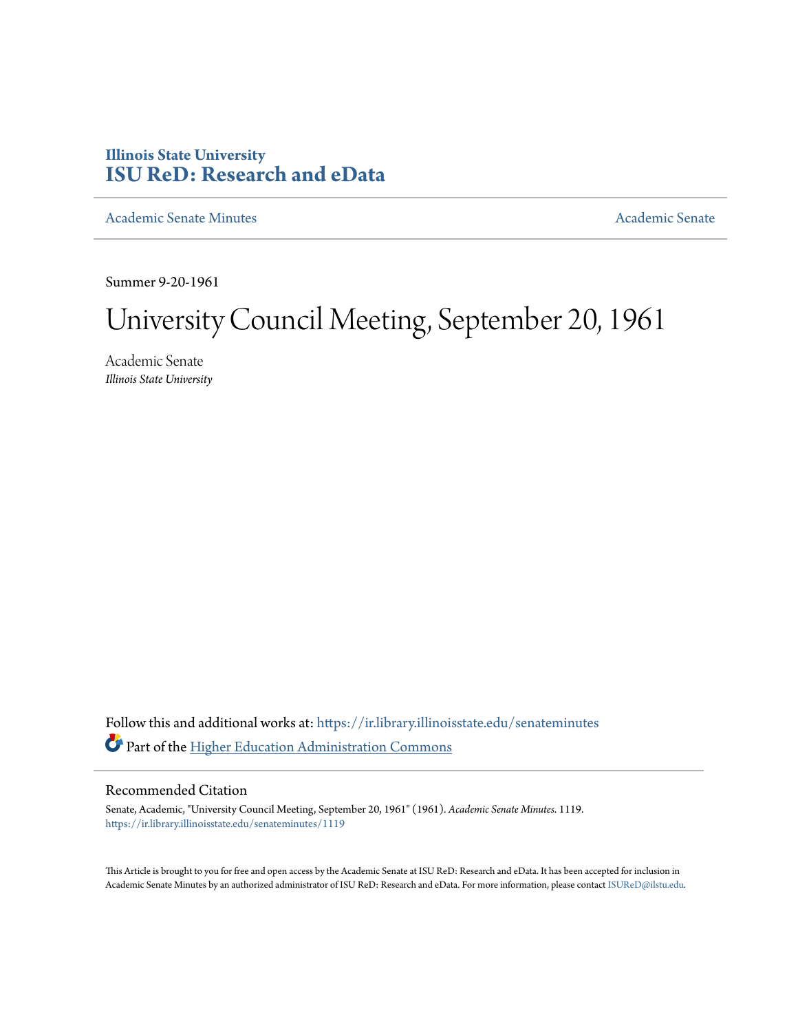Illinois State University
**ISU ReD: Research and eData**

Academic Senate Minutes | Academic Senate

Summer 9-20-1961

# University Council Meeting, September 20, 1961

Academic Senate
*Illinois State University*

Follow this and additional works at: https://ir.library.illinoisstate.edu/senateminutes

Part of the Higher Education Administration Commons

## Recommended Citation

Senate, Academic, "University Council Meeting, September 20, 1961" (1961). *Academic Senate Minutes*. 1119.
https://ir.library.illinoisstate.edu/senateminutes/1119

This Article is brought to you for free and open access by the Academic Senate at ISU ReD: Research and eData. It has been accepted for inclusion in Academic Senate Minutes by an authorized administrator of ISU ReD: Research and eData. For more information, please contact ISUReD@ilstu.edu.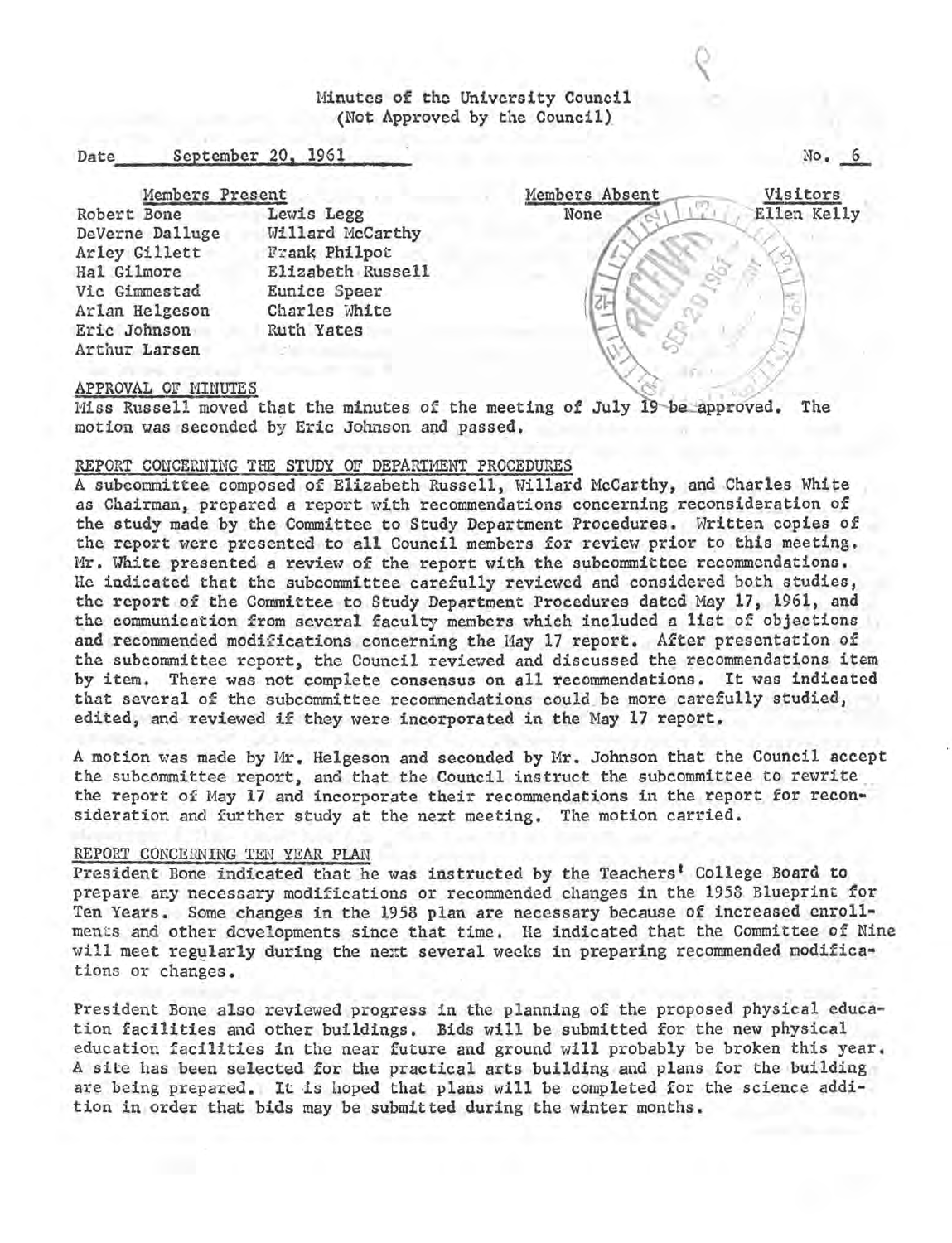Minutes of the University Council
(Not Approved by the Council)

Date September 20, 1961 No. 6

| Members Present | | Members Absent | Visitors |
|---|---|---|---|
| Robert Bone | Lewis Legg | None | Ellen Kelly |
| DeVerne Dalluge | Willard McCarthy | | |
| Arley Gillett | Frank Philpot | | |
| Hal Gilmore | Elizabeth Russell | | |
| Vic Gimmestad | Eunice Speer | | |
| Arlan Helgeson | Charles White | | |
| Eric Johnson | Ruth Yates | | |
| Arthur Larsen | | | |

APPROVAL OF MINUTES

Miss Russell moved that the minutes of the meeting of July 19 be approved. The motion was seconded by Eric Johnson and passed.

REPORT CONCERNING THE STUDY OF DEPARTMENT PROCEDURES

A subcommittee composed of Elizabeth Russell, Willard McCarthy, and Charles White as Chairman, prepared a report with recommendations concerning reconsideration of the study made by the Committee to Study Department Procedures. Written copies of the report were presented to all Council members for review prior to this meeting. Mr. White presented a review of the report with the subcommittee recommendations. He indicated that the subcommittee carefully reviewed and considered both studies, the report of the Committee to Study Department Procedures dated May 17, 1961, and the communication from several faculty members which included a list of objections and recommended modifications concerning the May 17 report. After presentation of the subcommittee report, the Council reviewed and discussed the recommendations item by item. There was not complete consensus on all recommendations. It was indicated that several of the subcommittee recommendations could be more carefully studied, edited, and reviewed if they were incorporated in the May 17 report.

A motion was made by Mr. Helgeson and seconded by Mr. Johnson that the Council accept the subcommittee report, and that the Council instruct the subcommittee to rewrite the report of May 17 and incorporate their recommendations in the report for reconsideration and further study at the next meeting. The motion carried.

REPORT CONCERNING TEN YEAR PLAN

President Bone indicated that he was instructed by the Teachers' College Board to prepare any necessary modifications or recommended changes in the 1958 Blueprint for Ten Years. Some changes in the 1958 plan are necessary because of increased enrollments and other developments since that time. He indicated that the Committee of Nine will meet regularly during the next several weeks in preparing recommended modifications or changes.

President Bone also reviewed progress in the planning of the proposed physical education facilities and other buildings. Bids will be submitted for the new physical education facilities in the near future and ground will probably be broken this year. A site has been selected for the practical arts building and plans for the building are being prepared. It is hoped that plans will be completed for the science addition in order that bids may be submitted during the winter months.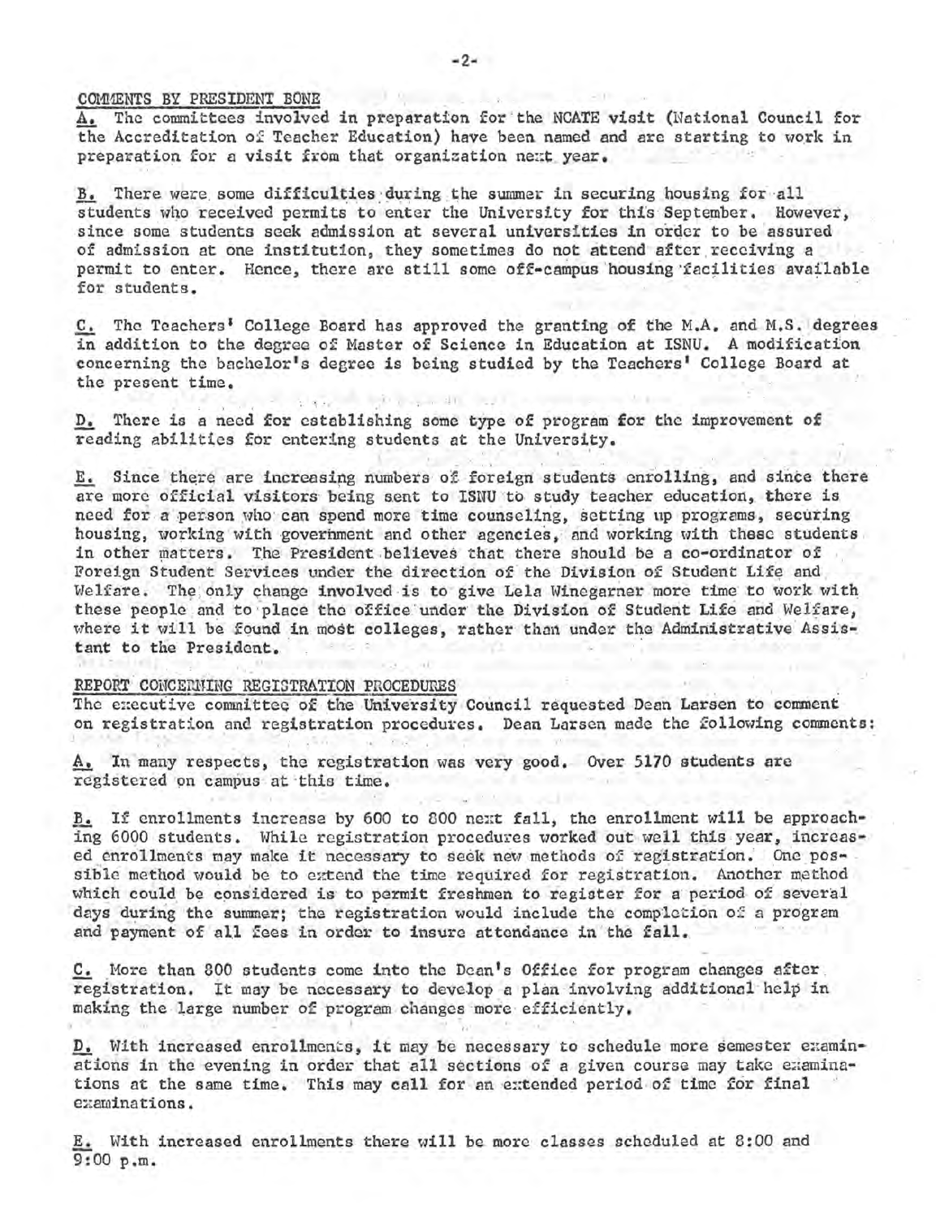COMMENTS BY PRESIDENT BONE

A. The committees involved in preparation for the NCATE visit (National Council for the Accreditation of Teacher Education) have been named and are starting to work in preparation for a visit from that organization next year.

B. There were some difficulties during the summer in securing housing for all students who received permits to enter the University for this September. However, since some students seek admission at several universities in order to be assured of admission at one institution, they sometimes do not attend after receiving a permit to enter. Hence, there are still some off-campus housing facilities available for students.

C. The Teachers' College Board has approved the granting of the M.A. and M.S. degrees in addition to the degree of Master of Science in Education at ISNU. A modification concerning the bachelor's degree is being studied by the Teachers' College Board at the present time.

D. There is a need for establishing some type of program for the improvement of reading abilities for entering students at the University.

E. Since there are increasing numbers of foreign students enrolling, and since there are more official visitors being sent to ISNU to study teacher education, there is need for a person who can spend more time counseling, setting up programs, securing housing, working with government and other agencies, and working with these students in other matters. The President believes that there should be a co-ordinator of Foreign Student Services under the direction of the Division of Student Life and Welfare. The only change involved is to give Lela Winegarner more time to work with these people and to place the office under the Division of Student Life and Welfare, where it will be found in most colleges, rather than under the Administrative Assistant to the President.

REPORT CONCERNING REGISTRATION PROCEDURES

The executive committee of the University Council requested Dean Larsen to comment on registration and registration procedures. Dean Larsen made the following comments:

A. In many respects, the registration was very good. Over 5170 students are registered on campus at this time.

B. If enrollments increase by 600 to 800 next fall, the enrollment will be approaching 6000 students. While registration procedures worked out well this year, increased enrollments may make it necessary to seek new methods of registration. One possible method would be to extend the time required for registration. Another method which could be considered is to permit freshmen to register for a period of several days during the summer; the registration would include the completion of a program and payment of all fees in order to insure attendance in the fall.

C. More than 800 students come into the Dean's Office for program changes after registration. It may be necessary to develop a plan involving additional help in making the large number of program changes more efficiently.

D. With increased enrollments, it may be necessary to schedule more semester examinations in the evening in order that all sections of a given course may take examinations at the same time. This may call for an extended period of time for final examinations.

E. With increased enrollments there will be more classes scheduled at 8:00 and 9:00 p.m.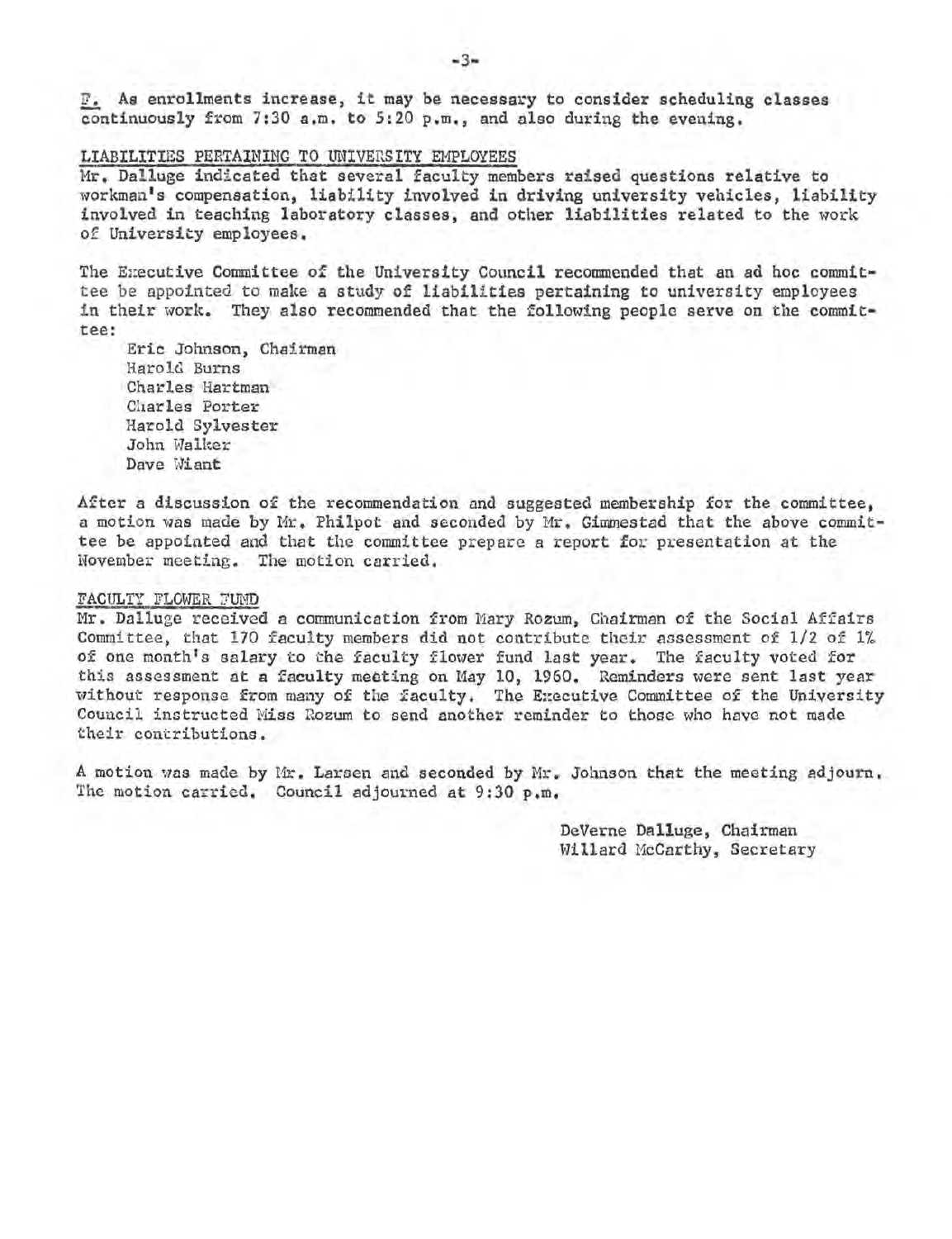F. As enrollments increase, it may be necessary to consider scheduling classes continuously from 7:30 a.m. to 5:20 p.m., and also during the evening.

LIABILITIES PERTAINING TO UNIVERSITY EMPLOYEES

Mr. Dalluge indicated that several faculty members raised questions relative to workman's compensation, liability involved in driving university vehicles, liability involved in teaching laboratory classes, and other liabilities related to the work of University employees.

The Executive Committee of the University Council recommended that an ad hoc committee be appointed to make a study of liabilities pertaining to university employees in their work. They also recommended that the following people serve on the committee:

Eric Johnson, Chairman  
Harold Burns  
Charles Hartman  
Charles Porter  
Harold Sylvester  
John Walker  
Dave Wiant

After a discussion of the recommendation and suggested membership for the committee, a motion was made by Mr. Philpot and seconded by Mr. Gimmestad that the above committee be appointed and that the committee prepare a report for presentation at the November meeting. The motion carried.

FACULTY FLOWER FUND

Mr. Dalluge received a communication from Mary Rozum, Chairman of the Social Affairs Committee, that 170 faculty members did not contribute their assessment of 1/2 of 1% of one month's salary to the faculty flower fund last year. The faculty voted for this assessment at a faculty meeting on May 10, 1960. Reminders were sent last year without response from many of the faculty. The Executive Committee of the University Council instructed Miss Rozum to send another reminder to those who have not made their contributions.

A motion was made by Mr. Larsen and seconded by Mr. Johnson that the meeting adjourn. The motion carried. Council adjourned at 9:30 p.m.

DeVerne Dalluge, Chairman  
Willard McCarthy, Secretary